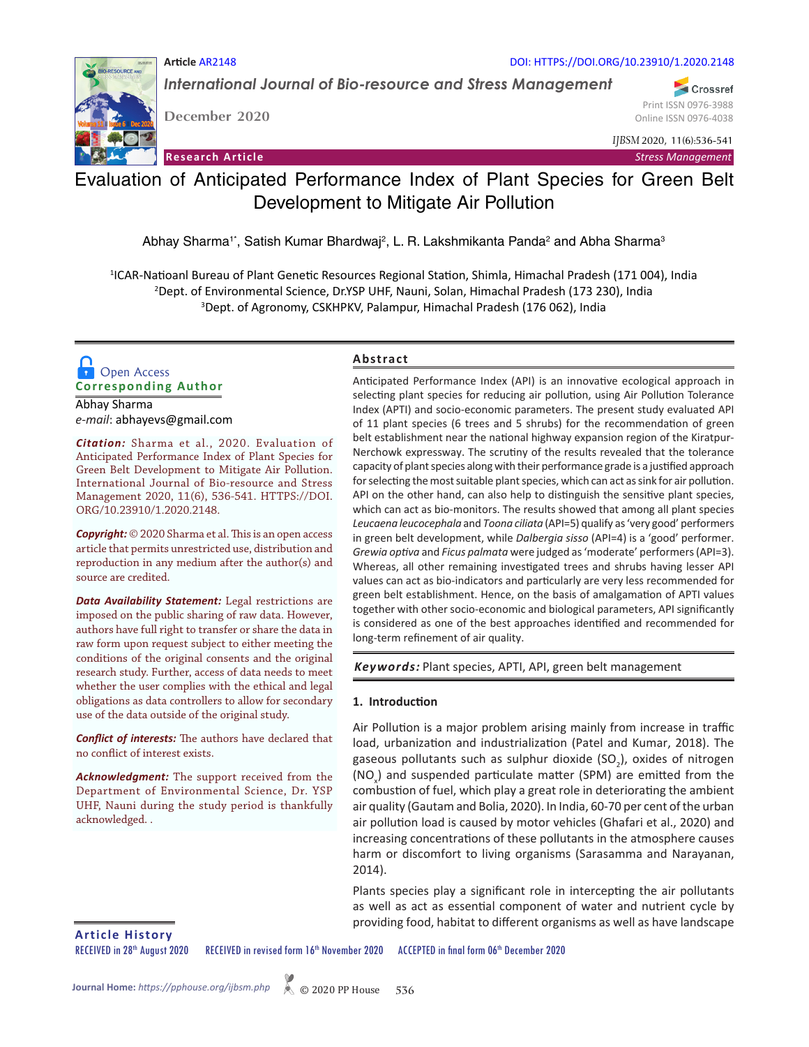Article AR2148

DOI: HTTPS://DOI.ORG/10.23910/1.2020.2148

*International Journal of Bio-resource and Stress Management*

December 2020

Print ISSN 0976-3988
Online ISSN 0976-4038

*IJBSM* 2020, 11(6):536-541

**Research Article** | *Stress Management*

# Evaluation of Anticipated Performance Index of Plant Species for Green Belt Development to Mitigate Air Pollution

Abhay Sharma[1*], Satish Kumar Bhardwaj[2], L. R. Lakshmikanta Panda[2] and Abha Sharma[3]

[1]ICAR-Natioanl Bureau of Plant Genetic Resources Regional Station, Shimla, Himachal Pradesh (171 004), India
[2]Dept. of Environmental Science, Dr.YSP UHF, Nauni, Solan, Himachal Pradesh (173 230), India
[3]Dept. of Agronomy, CSKHPKV, Palampur, Himachal Pradesh (176 062), India

Open Access

**Corresponding Author**

Abhay Sharma
*e-mail*: abhayevs@gmail.com

***Citation:*** Sharma et al., 2020. Evaluation of Anticipated Performance Index of Plant Species for Green Belt Development to Mitigate Air Pollution. International Journal of Bio-resource and Stress Management 2020, 11(6), 536-541. HTTPS://DOI.ORG/10.23910/1.2020.2148.

***Copyright:*** © 2020 Sharma et al. This is an open access article that permits unrestricted use, distribution and reproduction in any medium after the author(s) and source are credited.

***Data Availability Statement:*** Legal restrictions are imposed on the public sharing of raw data. However, authors have full right to transfer or share the data in raw form upon request subject to either meeting the conditions of the original consents and the original research study. Further, access of data needs to meet whether the user complies with the ethical and legal obligations as data controllers to allow for secondary use of the data outside of the original study.

***Conflict of interests:*** The authors have declared that no conflict of interest exists.

***Acknowledgment:*** The support received from the Department of Environmental Science, Dr. YSP UHF, Nauni during the study period is thankfully acknowledged. .

## Abstract

Anticipated Performance Index (API) is an innovative ecological approach in selecting plant species for reducing air pollution, using Air Pollution Tolerance Index (APTI) and socio-economic parameters. The present study evaluated API of 11 plant species (6 trees and 5 shrubs) for the recommendation of green belt establishment near the national highway expansion region of the Kiratpur-Nerchowk expressway. The scrutiny of the results revealed that the tolerance capacity of plant species along with their performance grade is a justified approach for selecting the most suitable plant species, which can act as sink for air pollution. API on the other hand, can also help to distinguish the sensitive plant species, which can act as bio-monitors. The results showed that among all plant species *Leucaena leucocephala* and *Toona ciliata* (API=5) qualify as 'very good' performers in green belt development, while *Dalbergia sisso* (API=4) is a 'good' performer. *Grewia optiva* and *Ficus palmata* were judged as 'moderate' performers (API=3). Whereas, all other remaining investigated trees and shrubs having lesser API values can act as bio-indicators and particularly are very less recommended for green belt establishment. Hence, on the basis of amalgamation of APTI values together with other socio-economic and biological parameters, API significantly is considered as one of the best approaches identified and recommended for long-term refinement of air quality.

***Keywords:*** Plant species, APTI, API, green belt management

## 1. Introduction

Air Pollution is a major problem arising mainly from increase in traffic load, urbanization and industrialization (Patel and Kumar, 2018). The gaseous pollutants such as sulphur dioxide ($SO_2$), oxides of nitrogen ($NO_x$) and suspended particulate matter (SPM) are emitted from the combustion of fuel, which play a great role in deteriorating the ambient air quality (Gautam and Bolia, 2020). In India, 60-70 per cent of the urban air pollution load is caused by motor vehicles (Ghafari et al., 2020) and increasing concentrations of these pollutants in the atmosphere causes harm or discomfort to living organisms (Sarasamma and Narayanan, 2014).

Plants species play a significant role in intercepting the air pollutants as well as act as essential component of water and nutrient cycle by providing food, habitat to different organisms as well as have landscape

**Article History**

RECEIVED in 28th August 2020 RECEIVED in revised form 16th November 2020 ACCEPTED in final form 06th December 2020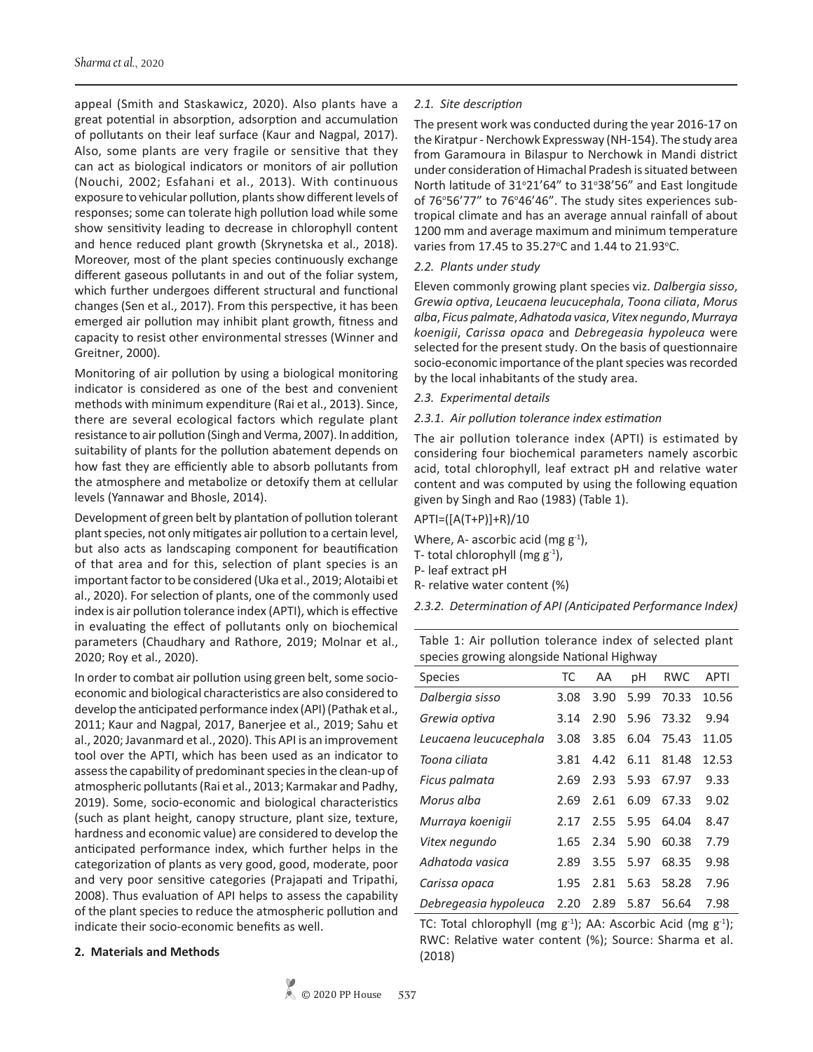appeal (Smith and Staskawicz, 2020). Also plants have a great potential in absorption, adsorption and accumulation of pollutants on their leaf surface (Kaur and Nagpal, 2017). Also, some plants are very fragile or sensitive that they can act as biological indicators or monitors of air pollution (Nouchi, 2002; Esfahani et al., 2013). With continuous exposure to vehicular pollution, plants show different levels of responses; some can tolerate high pollution load while some show sensitivity leading to decrease in chlorophyll content and hence reduced plant growth (Skrynetska et al., 2018). Moreover, most of the plant species continuously exchange different gaseous pollutants in and out of the foliar system, which further undergoes different structural and functional changes (Sen et al., 2017). From this perspective, it has been emerged air pollution may inhibit plant growth, fitness and capacity to resist other environmental stresses (Winner and Greitner, 2000).

Monitoring of air pollution by using a biological monitoring indicator is considered as one of the best and convenient methods with minimum expenditure (Rai et al., 2013). Since, there are several ecological factors which regulate plant resistance to air pollution (Singh and Verma, 2007). In addition, suitability of plants for the pollution abatement depends on how fast they are efficiently able to absorb pollutants from the atmosphere and metabolize or detoxify them at cellular levels (Yannawar and Bhosle, 2014).

Development of green belt by plantation of pollution tolerant plant species, not only mitigates air pollution to a certain level, but also acts as landscaping component for beautification of that area and for this, selection of plant species is an important factor to be considered (Uka et al., 2019; Alotaibi et al., 2020). For selection of plants, one of the commonly used index is air pollution tolerance index (APTI), which is effective in evaluating the effect of pollutants only on biochemical parameters (Chaudhary and Rathore, 2019; Molnar et al., 2020; Roy et al., 2020).

In order to combat air pollution using green belt, some socio-economic and biological characteristics are also considered to develop the anticipated performance index (API) (Pathak et al., 2011; Kaur and Nagpal, 2017, Banerjee et al., 2019; Sahu et al., 2020; Javanmard et al., 2020). This API is an improvement tool over the APTI, which has been used as an indicator to assess the capability of predominant species in the clean-up of atmospheric pollutants (Rai et al., 2013; Karmakar and Padhy, 2019). Some, socio-economic and biological characteristics (such as plant height, canopy structure, plant size, texture, hardness and economic value) are considered to develop the anticipated performance index, which further helps in the categorization of plants as very good, good, moderate, poor and very poor sensitive categories (Prajapati and Tripathi, 2008). Thus evaluation of API helps to assess the capability of the plant species to reduce the atmospheric pollution and indicate their socio-economic benefits as well.

## 2. Materials and Methods

### *2.1. Site description*

The present work was conducted during the year 2016-17 on the Kiratpur - Nerchowk Expressway (NH-154). The study area from Garamoura in Bilaspur to Nerchowk in Mandi district under consideration of Himachal Pradesh is situated between North latitude of 31°21'64" to 31°38'56" and East longitude of 76°56'77" to 76°46'46". The study sites experiences sub-tropical climate and has an average annual rainfall of about 1200 mm and average maximum and minimum temperature varies from 17.45 to 35.27°C and 1.44 to 21.93°C.

### *2.2. Plants under study*

Eleven commonly growing plant species viz. *Dalbergia sisso*, *Grewia optiva*, *Leucaena leucucephala*, *Toona ciliata*, *Morus alba*, *Ficus palmate*, *Adhatoda vasica*, *Vitex negundo*, *Murraya koenigii*, *Carissa opaca* and *Debregeasia hypoleuca* were selected for the present study. On the basis of questionnaire socio-economic importance of the plant species was recorded by the local inhabitants of the study area.

### *2.3. Experimental details*

#### *2.3.1. Air pollution tolerance index estimation*

The air pollution tolerance index (APTI) is estimated by considering four biochemical parameters namely ascorbic acid, total chlorophyll, leaf extract pH and relative water content and was computed by using the following equation given by Singh and Rao (1983) (Table 1).

$$APTI=([A(T+P)]+R)/10$$

Where, A- ascorbic acid (mg $g^{-1}$),  
T- total chlorophyll (mg $g^{-1}$),  
P- leaf extract pH  
R- relative water content (%)

#### *2.3.2. Determination of API (Anticipated Performance Index)*

Table 1: Air pollution tolerance index of selected plant species growing alongside National Highway

| Species | TC | AA | pH | RWC | APTI |
|---|---|---|---|---|---|
| *Dalbergia sisso* | 3.08 | 3.90 | 5.99 | 70.33 | 10.56 |
| *Grewia optiva* | 3.14 | 2.90 | 5.96 | 73.32 | 9.94 |
| *Leucaena leucucephala* | 3.08 | 3.85 | 6.04 | 75.43 | 11.05 |
| *Toona ciliata* | 3.81 | 4.42 | 6.11 | 81.48 | 12.53 |
| *Ficus palmata* | 2.69 | 2.93 | 5.93 | 67.97 | 9.33 |
| *Morus alba* | 2.69 | 2.61 | 6.09 | 67.33 | 9.02 |
| *Murraya koenigii* | 2.17 | 2.55 | 5.95 | 64.04 | 8.47 |
| *Vitex negundo* | 1.65 | 2.34 | 5.90 | 60.38 | 7.79 |
| *Adhatoda vasica* | 2.89 | 3.55 | 5.97 | 68.35 | 9.98 |
| *Carissa opaca* | 1.95 | 2.81 | 5.63 | 58.28 | 7.96 |
| *Debregeasia hypoleuca* | 2.20 | 2.89 | 5.87 | 56.64 | 7.98 |

TC: Total chlorophyll (mg $g^{-1}$); AA: Ascorbic Acid (mg $g^{-1}$); RWC: Relative water content (%); Source: Sharma et al. (2018)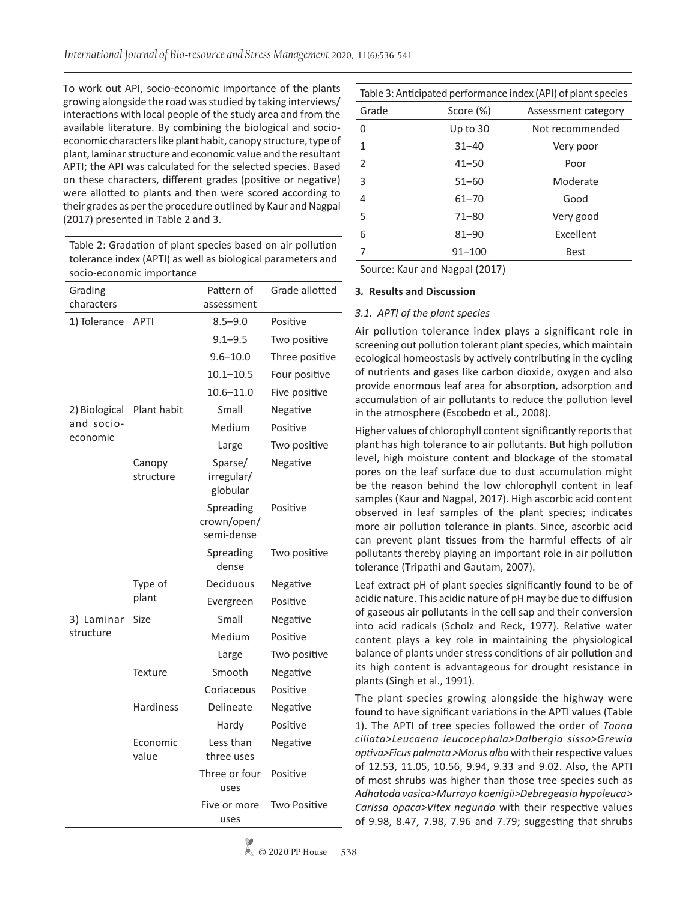To work out API, socio-economic importance of the plants growing alongside the road was studied by taking interviews/ interactions with local people of the study area and from the available literature. By combining the biological and socio-economic characters like plant habit, canopy structure, type of plant, laminar structure and economic value and the resultant APTI; the API was calculated for the selected species. Based on these characters, different grades (positive or negative) were allotted to plants and then were scored according to their grades as per the procedure outlined by Kaur and Nagpal (2017) presented in Table 2 and 3.

Table 2: Gradation of plant species based on air pollution tolerance index (APTI) as well as biological parameters and socio-economic importance

| Grading characters | | Pattern of assessment | Grade allotted |
|---|---|---|---|
| 1) Tolerance | APTI | 8.5–9.0 | Positive |
| | | 9.1–9.5 | Two positive |
| | | 9.6–10.0 | Three positive |
| | | 10.1–10.5 | Four positive |
| | | 10.6–11.0 | Five positive |
| 2) Biological and socio-economic | Plant habit | Small | Negative |
| | | Medium | Positive |
| | | Large | Two positive |
| | Canopy structure | Sparse/ irregular/ globular | Negative |
| | | Spreading crown/open/ semi-dense | Positive |
| | | Spreading dense | Two positive |
| | Type of plant | Deciduous | Negative |
| | | Evergreen | Positive |
| 3) Laminar structure | Size | Small | Negative |
| | | Medium | Positive |
| | | Large | Two positive |
| | Texture | Smooth | Negative |
| | | Coriaceous | Positive |
| | Hardiness | Delineate | Negative |
| | | Hardy | Positive |
| | Economic value | Less than three uses | Negative |
| | | Three or four uses | Positive |
| | | Five or more uses | Two Positive |

Table 3: Anticipated performance index (API) of plant species

| Grade | Score (%) | Assessment category |
|---|---|---|
| 0 | Up to 30 | Not recommended |
| 1 | 31–40 | Very poor |
| 2 | 41–50 | Poor |
| 3 | 51–60 | Moderate |
| 4 | 61–70 | Good |
| 5 | 71–80 | Very good |
| 6 | 81–90 | Excellent |
| 7 | 91–100 | Best |

Source: Kaur and Nagpal (2017)

## 3. Results and Discussion

### 3.1. APTI of the plant species

Air pollution tolerance index plays a significant role in screening out pollution tolerant plant species, which maintain ecological homeostasis by actively contributing in the cycling of nutrients and gases like carbon dioxide, oxygen and also provide enormous leaf area for absorption, adsorption and accumulation of air pollutants to reduce the pollution level in the atmosphere (Escobedo et al., 2008).

Higher values of chlorophyll content significantly reports that plant has high tolerance to air pollutants. But high pollution level, high moisture content and blockage of the stomatal pores on the leaf surface due to dust accumulation might be the reason behind the low chlorophyll content in leaf samples (Kaur and Nagpal, 2017). High ascorbic acid content observed in leaf samples of the plant species; indicates more air pollution tolerance in plants. Since, ascorbic acid can prevent plant tissues from the harmful effects of air pollutants thereby playing an important role in air pollution tolerance (Tripathi and Gautam, 2007).

Leaf extract pH of plant species significantly found to be of acidic nature. This acidic nature of pH may be due to diffusion of gaseous air pollutants in the cell sap and their conversion into acid radicals (Scholz and Reck, 1977). Relative water content plays a key role in maintaining the physiological balance of plants under stress conditions of air pollution and its high content is advantageous for drought resistance in plants (Singh et al., 1991).

The plant species growing alongside the highway were found to have significant variations in the APTI values (Table 1). The APTI of tree species followed the order of *Toona ciliata>Leucaena leucocephala>Dalbergia sisso>Grewia optiva>Ficus palmata >Morus alba* with their respective values of 12.53, 11.05, 10.56, 9.94, 9.33 and 9.02. Also, the APTI of most shrubs was higher than those tree species such as *Adhatoda vasica>Murraya koenigii>Debregeasia hypoleuca> Carissa opaca>Vitex negundo* with their respective values of 9.98, 8.47, 7.98, 7.96 and 7.79; suggesting that shrubs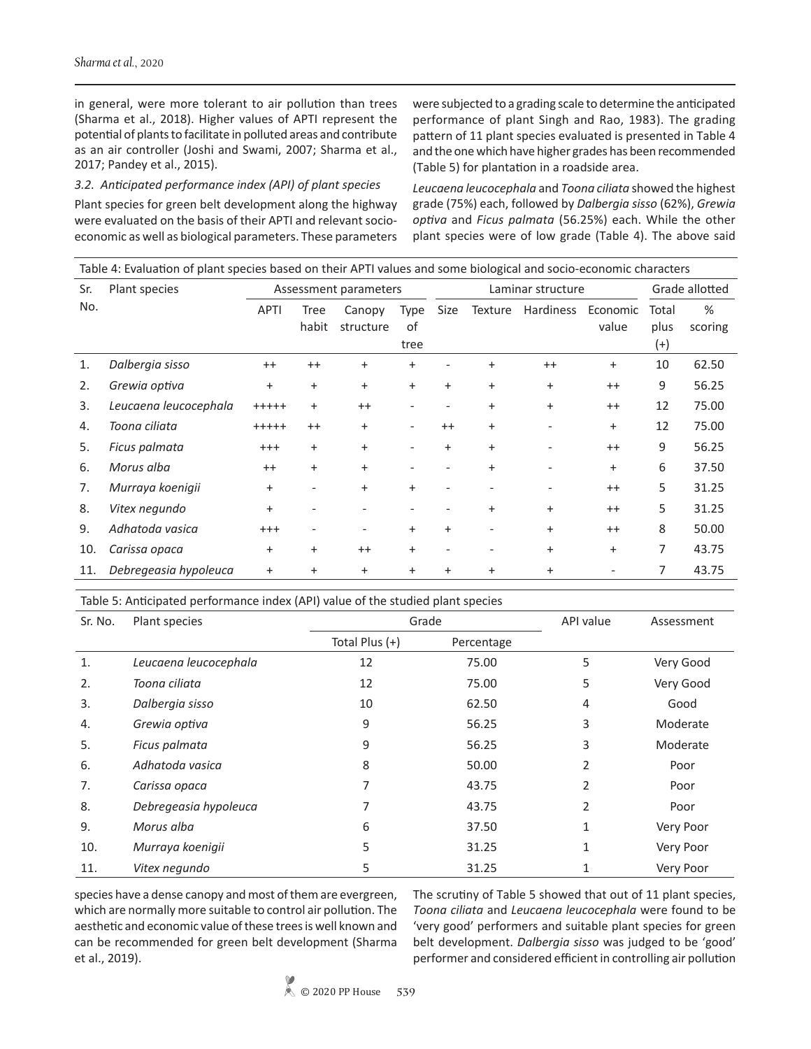in general, were more tolerant to air pollution than trees (Sharma et al., 2018). Higher values of APTI represent the potential of plants to facilitate in polluted areas and contribute as an air controller (Joshi and Swami, 2007; Sharma et al., 2017; Pandey et al., 2015).

### 3.2. Anticipated performance index (API) of plant species

Plant species for green belt development along the highway were evaluated on the basis of their APTI and relevant socio-economic as well as biological parameters. These parameters were subjected to a grading scale to determine the anticipated performance of plant Singh and Rao, 1983). The grading pattern of 11 plant species evaluated is presented in Table 4 and the one which have higher grades has been recommended (Table 5) for plantation in a roadside area.

*Leucaena leucocephala* and *Toona ciliata* showed the highest grade (75%) each, followed by *Dalbergia sisso* (62%), *Grewia optiva* and *Ficus palmata* (56.25%) each. While the other plant species were of low grade (Table 4). The above said species have a dense canopy and most of them are evergreen, which are normally more suitable to control air pollution. The aesthetic and economic value of these trees is well known and can be recommended for green belt development (Sharma et al., 2019).

Table 4: Evaluation of plant species based on their APTI values and some biological and socio-economic characters

| Sr. No. | Plant species | Assessment parameters | | | | Laminar structure | | | | Grade allotted | |
|---|---|---|---|---|---|---|---|---|---|---|---|
| | | APTI | Tree habit | Canopy structure | Type of tree | Size | Texture | Hardiness | Economic value | Total plus (+) | % scoring |
| 1. | *Dalbergia sisso* | ++ | ++ | + | + | - | + | ++ | + | 10 | 62.50 |
| 2. | *Grewia optiva* | + | + | + | + | + | + | + | ++ | 9 | 56.25 |
| 3. | *Leucaena leucocephala* | +++++ | + | ++ | - | - | + | + | ++ | 12 | 75.00 |
| 4. | *Toona ciliata* | +++++ | ++ | + | - | ++ | + | - | + | 12 | 75.00 |
| 5. | *Ficus palmata* | +++ | + | + | - | + | + | - | ++ | 9 | 56.25 |
| 6. | *Morus alba* | ++ | + | + | - | - | + | - | + | 6 | 37.50 |
| 7. | *Murraya koenigii* | + | - | + | + | - | - | - | ++ | 5 | 31.25 |
| 8. | *Vitex negundo* | + | - | - | - | - | + | + | ++ | 5 | 31.25 |
| 9. | *Adhatoda vasica* | +++ | - | - | + | + | - | + | ++ | 8 | 50.00 |
| 10. | *Carissa opaca* | + | + | ++ | + | - | - | + | + | 7 | 43.75 |
| 11. | *Debregeasia hypoleuca* | + | + | + | + | + | + | + | - | 7 | 43.75 |

Table 5: Anticipated performance index (API) value of the studied plant species

| Sr. No. | Plant species | Grade | | API value | Assessment |
|---|---|---|---|---|---|
| | | Total Plus (+) | Percentage | | |
| 1. | *Leucaena leucocephala* | 12 | 75.00 | 5 | Very Good |
| 2. | *Toona ciliata* | 12 | 75.00 | 5 | Very Good |
| 3. | *Dalbergia sisso* | 10 | 62.50 | 4 | Good |
| 4. | *Grewia optiva* | 9 | 56.25 | 3 | Moderate |
| 5. | *Ficus palmata* | 9 | 56.25 | 3 | Moderate |
| 6. | *Adhatoda vasica* | 8 | 50.00 | 2 | Poor |
| 7. | *Carissa opaca* | 7 | 43.75 | 2 | Poor |
| 8. | *Debregeasia hypoleuca* | 7 | 43.75 | 2 | Poor |
| 9. | *Morus alba* | 6 | 37.50 | 1 | Very Poor |
| 10. | *Murraya koenigii* | 5 | 31.25 | 1 | Very Poor |
| 11. | *Vitex negundo* | 5 | 31.25 | 1 | Very Poor |

The scrutiny of Table 5 showed that out of 11 plant species, *Toona ciliata* and *Leucaena leucocephala* were found to be 'very good' performers and suitable plant species for green belt development. *Dalbergia sisso* was judged to be 'good' performer and considered efficient in controlling air pollution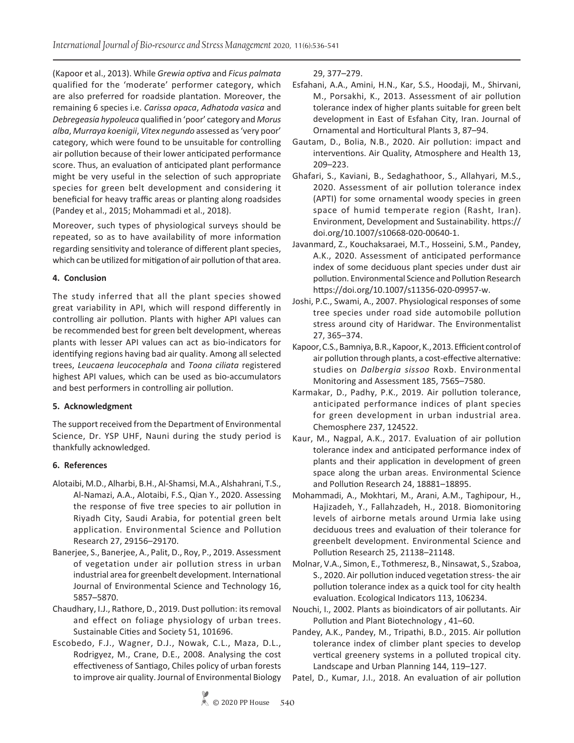(Kapoor et al., 2013). While *Grewia optiva* and *Ficus palmata* qualified for the 'moderate' performer category, which are also preferred for roadside plantation. Moreover, the remaining 6 species i.e. *Carissa opaca*, *Adhatoda vasica* and *Debregeasia hypoleuca* qualified in 'poor' category and *Morus alba*, *Murraya koenigii*, *Vitex negundo* assessed as 'very poor' category, which were found to be unsuitable for controlling air pollution because of their lower anticipated performance score. Thus, an evaluation of anticipated plant performance might be very useful in the selection of such appropriate species for green belt development and considering it beneficial for heavy traffic areas or planting along roadsides (Pandey et al., 2015; Mohammadi et al., 2018).

Moreover, such types of physiological surveys should be repeated, so as to have availability of more information regarding sensitivity and tolerance of different plant species, which can be utilized for mitigation of air pollution of that area.

## 4. Conclusion

The study inferred that all the plant species showed great variability in API, which will respond differently in controlling air pollution. Plants with higher API values can be recommended best for green belt development, whereas plants with lesser API values can act as bio-indicators for identifying regions having bad air quality. Among all selected trees, *Leucaena leucocephala* and *Toona ciliata* registered highest API values, which can be used as bio-accumulators and best performers in controlling air pollution.

## 5. Acknowledgment

The support received from the Department of Environmental Science, Dr. YSP UHF, Nauni during the study period is thankfully acknowledged.

## 6. References

Alotaibi, M.D., Alharbi, B.H., Al-Shamsi, M.A., Alshahrani, T.S., Al-Namazi, A.A., Alotaibi, F.S., Qian Y., 2020. Assessing the response of five tree species to air pollution in Riyadh City, Saudi Arabia, for potential green belt application. Environmental Science and Pollution Research 27, 29156–29170.

Banerjee, S., Banerjee, A., Palit, D., Roy, P., 2019. Assessment of vegetation under air pollution stress in urban industrial area for greenbelt development. International Journal of Environmental Science and Technology 16, 5857–5870.

Chaudhary, I.J., Rathore, D., 2019. Dust pollution: its removal and effect on foliage physiology of urban trees. Sustainable Cities and Society 51, 101696.

Escobedo, F.J., Wagner, D.J., Nowak, C.L., Maza, D.L., Rodrigyez, M., Crane, D.E., 2008. Analysing the cost effectiveness of Santiago, Chiles policy of urban forests to improve air quality. Journal of Environmental Biology 29, 377–279.

Esfahani, A.A., Amini, H.N., Kar, S.S., Hoodaji, M., Shirvani, M., Porsakhi, K., 2013. Assessment of air pollution tolerance index of higher plants suitable for green belt development in East of Esfahan City, Iran. Journal of Ornamental and Horticultural Plants 3, 87–94.

Gautam, D., Bolia, N.B., 2020. Air pollution: impact and interventions. Air Quality, Atmosphere and Health 13, 209–223.

Ghafari, S., Kaviani, B., Sedaghathoor, S., Allahyari, M.S., 2020. Assessment of air pollution tolerance index (APTI) for some ornamental woody species in green space of humid temperate region (Rasht, Iran). Environment, Development and Sustainability. https://doi.org/10.1007/s10668-020-00640-1.

Javanmard, Z., Kouchaksaraei, M.T., Hosseini, S.M., Pandey, A.K., 2020. Assessment of anticipated performance index of some deciduous plant species under dust air pollution. Environmental Science and Pollution Research https://doi.org/10.1007/s11356-020-09957-w.

Joshi, P.C., Swami, A., 2007. Physiological responses of some tree species under road side automobile pollution stress around city of Haridwar. The Environmentalist 27, 365–374.

Kapoor, C.S., Bamniya, B.R., Kapoor, K., 2013. Efficient control of air pollution through plants, a cost-effective alternative: studies on *Dalbergia sissoo* Roxb. Environmental Monitoring and Assessment 185, 7565–7580.

Karmakar, D., Padhy, P.K., 2019. Air pollution tolerance, anticipated performance indices of plant species for green development in urban industrial area. Chemosphere 237, 124522.

Kaur, M., Nagpal, A.K., 2017. Evaluation of air pollution tolerance index and anticipated performance index of plants and their application in development of green space along the urban areas. Environmental Science and Pollution Research 24, 18881–18895.

Mohammadi, A., Mokhtari, M., Arani, A.M., Taghipour, H., Hajizadeh, Y., Fallahzadeh, H., 2018. Biomonitoring levels of airborne metals around Urmia lake using deciduous trees and evaluation of their tolerance for greenbelt development. Environmental Science and Pollution Research 25, 21138–21148.

Molnar, V.A., Simon, E., Tothmeresz, B., Ninsawat, S., Szaboa, S., 2020. Air pollution induced vegetation stress- the air pollution tolerance index as a quick tool for city health evaluation. Ecological Indicators 113, 106234.

Nouchi, I., 2002. Plants as bioindicators of air pollutants. Air Pollution and Plant Biotechnology , 41–60.

Pandey, A.K., Pandey, M., Tripathi, B.D., 2015. Air pollution tolerance index of climber plant species to develop vertical greenery systems in a polluted tropical city. Landscape and Urban Planning 144, 119–127.

Patel, D., Kumar, J.I., 2018. An evaluation of air pollution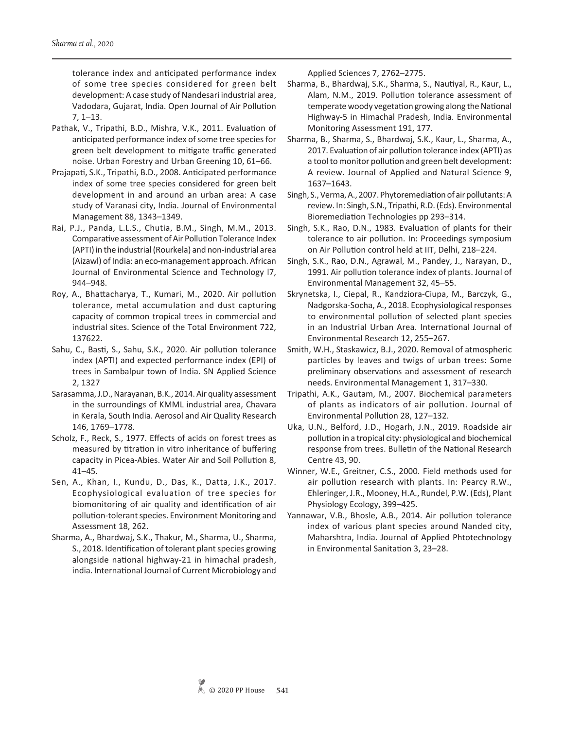tolerance index and anticipated performance index of some tree species considered for green belt development: A case study of Nandesari industrial area, Vadodara, Gujarat, India. Open Journal of Air Pollution 7, 1–13.

Pathak, V., Tripathi, B.D., Mishra, V.K., 2011. Evaluation of anticipated performance index of some tree species for green belt development to mitigate traffic generated noise. Urban Forestry and Urban Greening 10, 61–66.

Prajapati, S.K., Tripathi, B.D., 2008. Anticipated performance index of some tree species considered for green belt development in and around an urban area: A case study of Varanasi city, India. Journal of Environmental Management 88, 1343–1349.

Rai, P.J., Panda, L.L.S., Chutia, B.M., Singh, M.M., 2013. Comparative assessment of Air Pollution Tolerance Index (APTI) in the industrial (Rourkela) and non-industrial area (Aizawl) of India: an eco-management approach. African Journal of Environmental Science and Technology l7, 944–948.

Roy, A., Bhattacharya, T., Kumari, M., 2020. Air pollution tolerance, metal accumulation and dust capturing capacity of common tropical trees in commercial and industrial sites. Science of the Total Environment 722, 137622.

Sahu, C., Basti, S., Sahu, S.K., 2020. Air pollution tolerance index (APTI) and expected performance index (EPI) of trees in Sambalpur town of India. SN Applied Science 2, 1327

Sarasamma, J.D., Narayanan, B.K., 2014. Air quality assessment in the surroundings of KMML industrial area, Chavara in Kerala, South India. Aerosol and Air Quality Research 146, 1769–1778.

Scholz, F., Reck, S., 1977. Effects of acids on forest trees as measured by titration in vitro inheritance of buffering capacity in Picea-Abies. Water Air and Soil Pollution 8, 41–45.

Sen, A., Khan, I., Kundu, D., Das, K., Datta, J.K., 2017. Ecophysiological evaluation of tree species for biomonitoring of air quality and identification of air pollution-tolerant species. Environment Monitoring and Assessment 18, 262.

Sharma, A., Bhardwaj, S.K., Thakur, M., Sharma, U., Sharma, S., 2018. Identification of tolerant plant species growing alongside national highway-21 in himachal pradesh, india. International Journal of Current Microbiology and Applied Sciences 7, 2762–2775.

Sharma, B., Bhardwaj, S.K., Sharma, S., Nautiyal, R., Kaur, L., Alam, N.M., 2019. Pollution tolerance assessment of temperate woody vegetation growing along the National Highway-5 in Himachal Pradesh, India. Environmental Monitoring Assessment 191, 177.

Sharma, B., Sharma, S., Bhardwaj, S.K., Kaur, L., Sharma, A., 2017. Evaluation of air pollution tolerance index (APTI) as a tool to monitor pollution and green belt development: A review. Journal of Applied and Natural Science 9, 1637–1643.

Singh, S., Verma, A., 2007. Phytoremediation of air pollutants: A review. In: Singh, S.N., Tripathi, R.D. (Eds). Environmental Bioremediation Technologies pp 293–314.

Singh, S.K., Rao, D.N., 1983. Evaluation of plants for their tolerance to air pollution. In: Proceedings symposium on Air Pollution control held at IIT, Delhi, 218–224.

Singh, S.K., Rao, D.N., Agrawal, M., Pandey, J., Narayan, D., 1991. Air pollution tolerance index of plants. Journal of Environmental Management 32, 45–55.

Skrynetska, I., Ciepal, R., Kandziora-Ciupa, M., Barczyk, G., Nadgorska-Socha, A., 2018. Ecophysiological responses to environmental pollution of selected plant species in an Industrial Urban Area. International Journal of Environmental Research 12, 255–267.

Smith, W.H., Staskawicz, B.J., 2020. Removal of atmospheric particles by leaves and twigs of urban trees: Some preliminary observations and assessment of research needs. Environmental Management 1, 317–330.

Tripathi, A.K., Gautam, M., 2007. Biochemical parameters of plants as indicators of air pollution. Journal of Environmental Pollution 28, 127–132.

Uka, U.N., Belford, J.D., Hogarh, J.N., 2019. Roadside air pollution in a tropical city: physiological and biochemical response from trees. Bulletin of the National Research Centre 43, 90.

Winner, W.E., Greitner, C.S., 2000. Field methods used for air pollution research with plants. In: Pearcy R.W., Ehleringer, J.R., Mooney, H.A., Rundel, P.W. (Eds), Plant Physiology Ecology, 399–425.

Yannawar, V.B., Bhosle, A.B., 2014. Air pollution tolerance index of various plant species around Nanded city, Maharshtra, India. Journal of Applied Phtotechnology in Environmental Sanitation 3, 23–28.